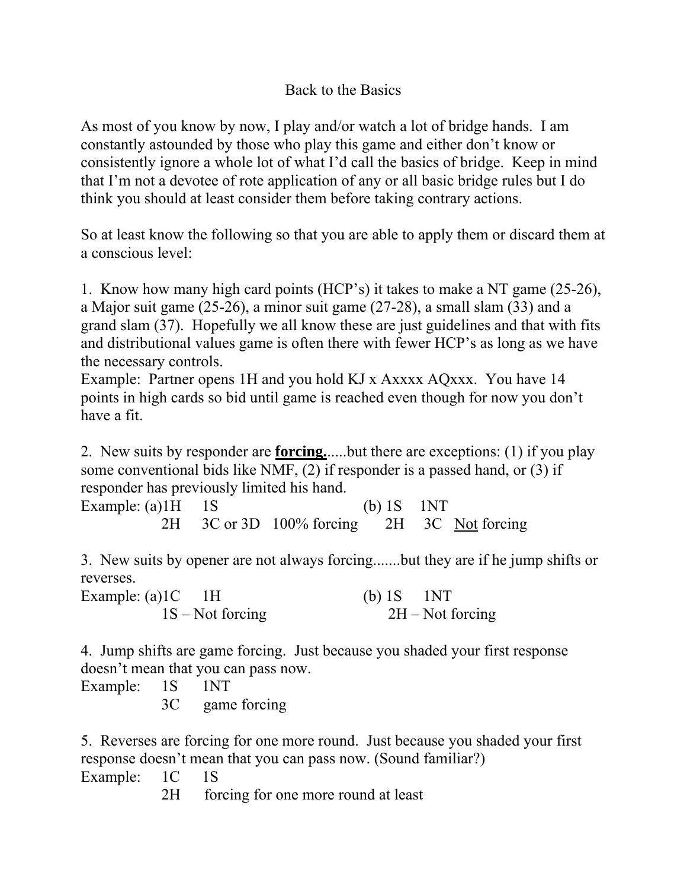# Back to the Basics

As most of you know by now, I play and/or watch a lot of bridge hands. I am constantly astounded by those who play this game and either don't know or consistently ignore a whole lot of what I'd call the basics of bridge. Keep in mind that I'm not a devotee of rote application of any or all basic bridge rules but I do think you should at least consider them before taking contrary actions.

So at least know the following so that you are able to apply them or discard them at a conscious level:

1. Know how many high card points (HCP's) it takes to make a NT game (25-26), a Major suit game (25-26), a minor suit game (27-28), a small slam (33) and a grand slam (37). Hopefully we all know these are just guidelines and that with fits and distributional values game is often there with fewer HCP's as long as we have the necessary controls.
Example: Partner opens 1H and you hold KJ x Axxxx AQxxx. You have 14 points in high cards so bid until game is reached even though for now you don't have a fit.

2. New suits by responder are <u>**forcing.**</u>.....but there are exceptions: (1) if you play some conventional bids like NMF, (2) if responder is a passed hand, or (3) if responder has previously limited his hand.

Example: (a)

```
1H   1S
2H   3C or 3D   100% forcing
```

(b)

```
1S   1NT
2H   3C   Not forcing
```

3. New suits by opener are not always forcing.......but they are if he jump shifts or reverses.

Example: (a)

```
1C   1H
1S – Not forcing
```

(b)

```
1S   1NT
2H – Not forcing
```

4. Jump shifts are game forcing. Just because you shaded your first response doesn't mean that you can pass now.

Example:

```
1S   1NT
3C   game forcing
```

5. Reverses are forcing for one more round. Just because you shaded your first response doesn't mean that you can pass now. (Sound familiar?)

Example:

```
1C   1S
2H   forcing for one more round at least
```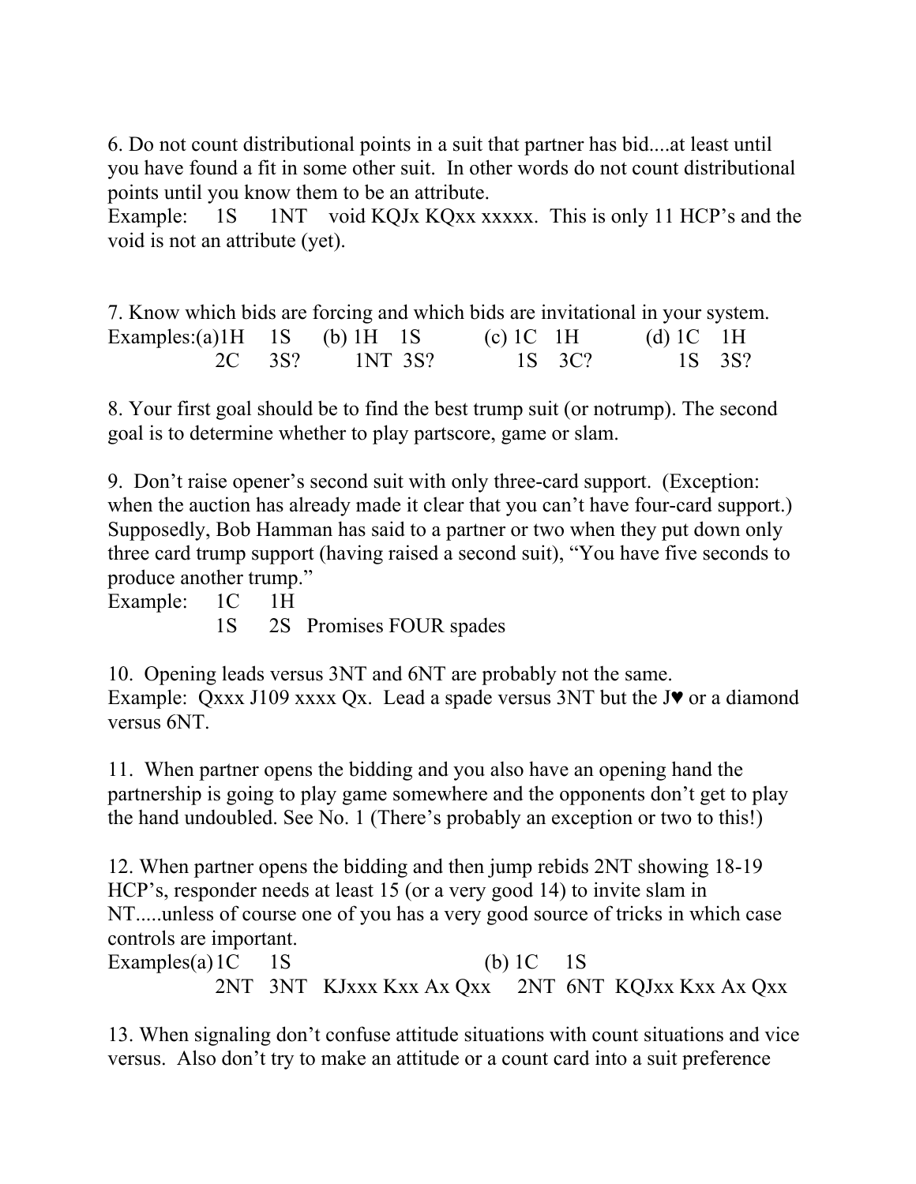6. Do not count distributional points in a suit that partner has bid....at least until you have found a fit in some other suit. In other words do not count distributional points until you know them to be an attribute.

Example: 1S 1NT void KQJx KQxx xxxxx. This is only 11 HCP's and the void is not an attribute (yet).

7. Know which bids are forcing and which bids are invitational in your system.

Examples:

(a) 1H 1S
    2C 3S?

(b) 1H 1S
    1NT 3S?

(c) 1C 1H
    1S 3C?

(d) 1C 1H
    1S 3S?

8. Your first goal should be to find the best trump suit (or notrump). The second goal is to determine whether to play partscore, game or slam.

9. Don't raise opener's second suit with only three-card support. (Exception: when the auction has already made it clear that you can't have four-card support.) Supposedly, Bob Hamman has said to a partner or two when they put down only three card trump support (having raised a second suit), "You have five seconds to produce another trump."

Example: 1C 1H
         1S 2S Promises FOUR spades

10. Opening leads versus 3NT and 6NT are probably not the same.

Example: Qxxx J109 xxxx Qx. Lead a spade versus 3NT but the J♥ or a diamond versus 6NT.

11. When partner opens the bidding and you also have an opening hand the partnership is going to play game somewhere and the opponents don't get to play the hand undoubled. See No. 1 (There's probably an exception or two to this!)

12. When partner opens the bidding and then jump rebids 2NT showing 18-19 HCP's, responder needs at least 15 (or a very good 14) to invite slam in NT.....unless of course one of you has a very good source of tricks in which case controls are important.

Examples:

(a) 1C 1S
    2NT 3NT KJxxx Kxx Ax Qxx

(b) 1C 1S
    2NT 6NT KQJxx Kxx Ax Qxx

13. When signaling don't confuse attitude situations with count situations and vice versus. Also don't try to make an attitude or a count card into a suit preference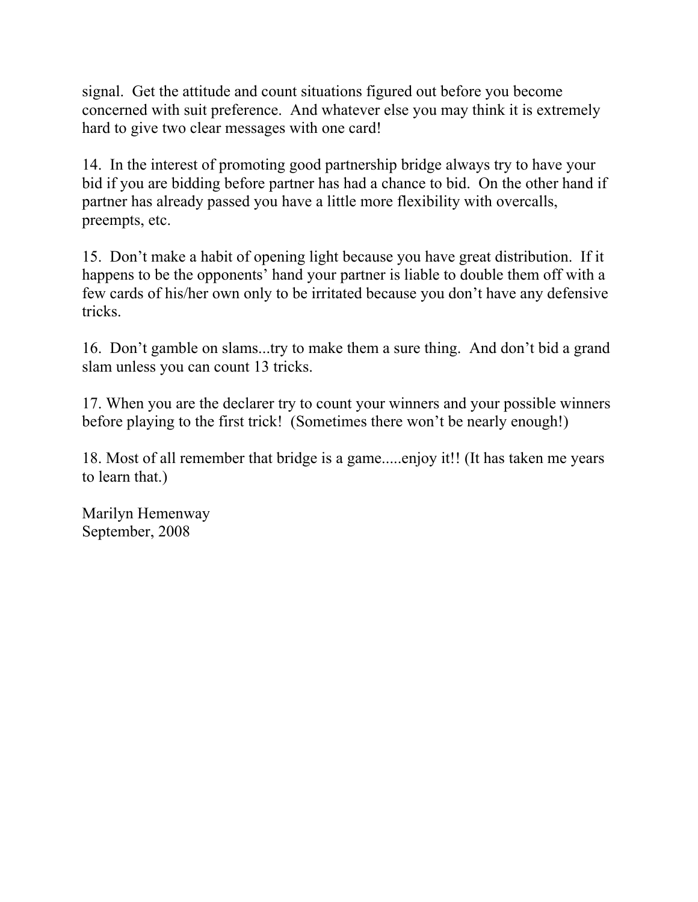signal. Get the attitude and count situations figured out before you become concerned with suit preference. And whatever else you may think it is extremely hard to give two clear messages with one card!

14. In the interest of promoting good partnership bridge always try to have your bid if you are bidding before partner has had a chance to bid. On the other hand if partner has already passed you have a little more flexibility with overcalls, preempts, etc.

15. Don't make a habit of opening light because you have great distribution. If it happens to be the opponents' hand your partner is liable to double them off with a few cards of his/her own only to be irritated because you don't have any defensive tricks.

16. Don't gamble on slams...try to make them a sure thing. And don't bid a grand slam unless you can count 13 tricks.

17. When you are the declarer try to count your winners and your possible winners before playing to the first trick! (Sometimes there won't be nearly enough!)

18. Most of all remember that bridge is a game.....enjoy it!! (It has taken me years to learn that.)

Marilyn Hemenway
September, 2008